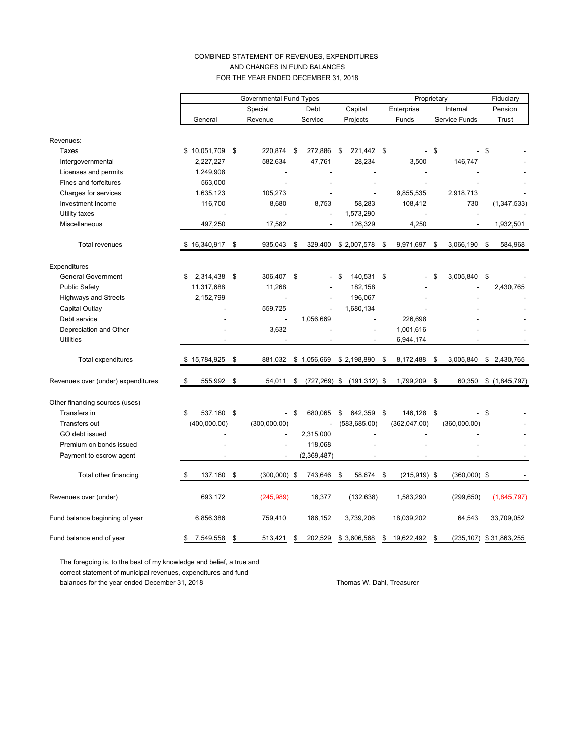COMBINED STATEMENT OF REVENUES, EXPENDITURES
AND CHANGES IN FUND BALANCES
FOR THE YEAR ENDED DECEMBER 31, 2018

| | Governmental Fund Types | | | | Proprietary | | Fiduciary |
|---|---|---|---|---|---|---|---|
| | General | Special Revenue | Debt Service | Capital Projects | Enterprise Funds | Internal Service Funds | Pension Trust |
| **Revenues:** | | | | | | | |
| Taxes | $ 10,051,709 | $ 220,874 | $ 272,886 | $ 221,442 | $ - | $ - | $ - |
| Intergovernmental | 2,227,227 | 582,634 | 47,761 | 28,234 | 3,500 | 146,747 | - |
| Licenses and permits | 1,249,908 | - | - | - | - | - | - |
| Fines and forfeitures | 563,000 | - | - | - | - | - | - |
| Charges for services | 1,635,123 | 105,273 | - | - | 9,855,535 | 2,918,713 | - |
| Investment Income | 116,700 | 8,680 | 8,753 | 58,283 | 108,412 | 730 | (1,347,533) |
| Utility taxes | - | - | - | 1,573,290 | - | - | - |
| Miscellaneous | 497,250 | 17,582 | - | 126,329 | 4,250 | - | 1,932,501 |
| Total revenues | $ 16,340,917 | $ 935,043 | $ 329,400 | $ 2,007,578 | $ 9,971,697 | $ 3,066,190 | $ 584,968 |
| **Expenditures** | | | | | | | |
| General Government | $ 2,314,438 | $ 306,407 | $ - | $ 140,531 | $ - | $ 3,005,840 | $ - |
| Public Safety | 11,317,688 | 11,268 | - | 182,158 | - | - | 2,430,765 |
| Highways and Streets | 2,152,799 | - | - | 196,067 | - | - | - |
| Capital Outlay | - | 559,725 | - | 1,680,134 | - | - | - |
| Debt service | - | - | 1,056,669 | - | 226,698 | - | - |
| Depreciation and Other | - | 3,632 | - | - | 1,001,616 | - | - |
| Utilities | - | - | - | - | 6,944,174 | - | - |
| Total expenditures | $ 15,784,925 | $ 881,032 | $ 1,056,669 | $ 2,198,890 | $ 8,172,488 | $ 3,005,840 | $ 2,430,765 |
| Revenues over (under) expenditures | $ 555,992 | $ 54,011 | $ (727,269) | $ (191,312) | $ 1,799,209 | $ 60,350 | $ (1,845,797) |
| **Other financing sources (uses)** | | | | | | | |
| Transfers in | $ 537,180 | $ - | $ 680,065 | $ 642,359 | $ 146,128 | $ - | $ - |
| Transfers out | (400,000.00) | (300,000.00) | - | (583,685.00) | (362,047.00) | (360,000.00) | - |
| GO debt issued | - | - | 2,315,000 | - | - | - | - |
| Premium on bonds issued | - | - | 118,068 | - | - | - | - |
| Payment to escrow agent | - | - | (2,369,487) | - | - | - | - |
| Total other financing | $ 137,180 | $ (300,000) | $ 743,646 | $ 58,674 | $ (215,919) | $ (360,000) | $ - |
| Revenues over (under) | 693,172 | (245,989) | 16,377 | (132,638) | 1,583,290 | (299,650) | (1,845,797) |
| Fund balance beginning of year | 6,856,386 | 759,410 | 186,152 | 3,739,206 | 18,039,202 | 64,543 | 33,709,052 |
| Fund balance end of year | $ 7,549,558 | $ 513,421 | $ 202,529 | $ 3,606,568 | $ 19,622,492 | $ (235,107) | $ 31,863,255 |

The foregoing is, to the best of my knowledge and belief, a true and correct statement of municipal revenues, expenditures and fund balances for the year ended December 31, 2018

Thomas W. Dahl, Treasurer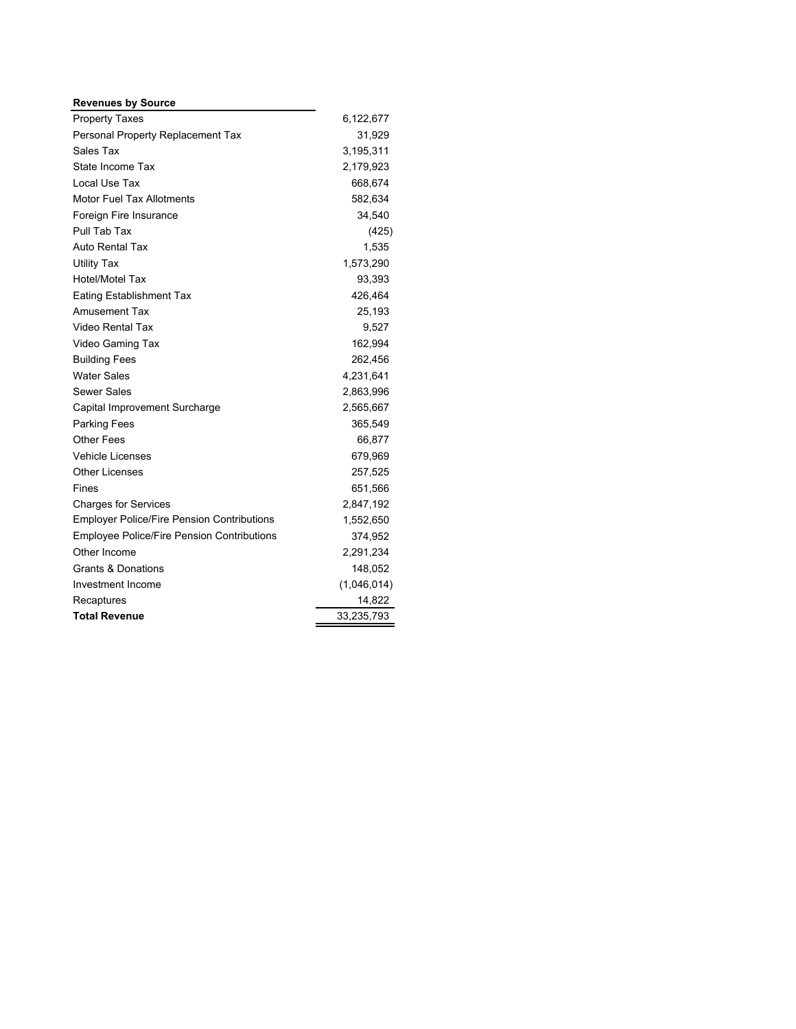| Revenues by Source | |
|---|---|
| Property Taxes | 6,122,677 |
| Personal Property Replacement Tax | 31,929 |
| Sales Tax | 3,195,311 |
| State Income Tax | 2,179,923 |
| Local Use Tax | 668,674 |
| Motor Fuel Tax Allotments | 582,634 |
| Foreign Fire Insurance | 34,540 |
| Pull Tab Tax | (425) |
| Auto Rental Tax | 1,535 |
| Utility Tax | 1,573,290 |
| Hotel/Motel Tax | 93,393 |
| Eating Establishment Tax | 426,464 |
| Amusement Tax | 25,193 |
| Video Rental Tax | 9,527 |
| Video Gaming Tax | 162,994 |
| Building Fees | 262,456 |
| Water Sales | 4,231,641 |
| Sewer Sales | 2,863,996 |
| Capital Improvement Surcharge | 2,565,667 |
| Parking Fees | 365,549 |
| Other Fees | 66,877 |
| Vehicle Licenses | 679,969 |
| Other Licenses | 257,525 |
| Fines | 651,566 |
| Charges for Services | 2,847,192 |
| Employer Police/Fire Pension Contributions | 1,552,650 |
| Employee Police/Fire Pension Contributions | 374,952 |
| Other Income | 2,291,234 |
| Grants & Donations | 148,052 |
| Investment Income | (1,046,014) |
| Recaptures | 14,822 |
| **Total Revenue** | 33,235,793 |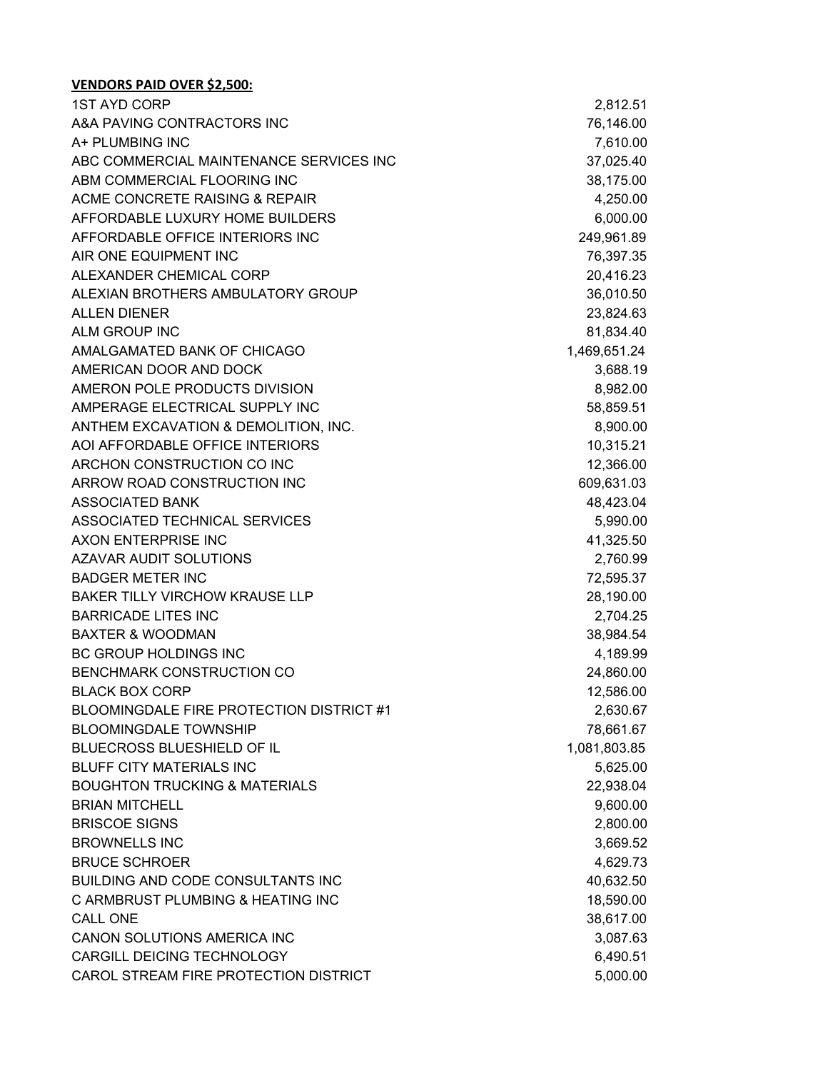**VENDORS PAID OVER $2,500:**

| | |
|---|---:|
| 1ST AYD CORP | 2,812.51 |
| A&A PAVING CONTRACTORS INC | 76,146.00 |
| A+ PLUMBING INC | 7,610.00 |
| ABC COMMERCIAL MAINTENANCE SERVICES INC | 37,025.40 |
| ABM COMMERCIAL FLOORING INC | 38,175.00 |
| ACME CONCRETE RAISING & REPAIR | 4,250.00 |
| AFFORDABLE LUXURY HOME BUILDERS | 6,000.00 |
| AFFORDABLE OFFICE INTERIORS INC | 249,961.89 |
| AIR ONE EQUIPMENT INC | 76,397.35 |
| ALEXANDER CHEMICAL CORP | 20,416.23 |
| ALEXIAN BROTHERS AMBULATORY GROUP | 36,010.50 |
| ALLEN DIENER | 23,824.63 |
| ALM GROUP INC | 81,834.40 |
| AMALGAMATED BANK OF CHICAGO | 1,469,651.24 |
| AMERICAN DOOR AND DOCK | 3,688.19 |
| AMERON POLE PRODUCTS DIVISION | 8,982.00 |
| AMPERAGE ELECTRICAL SUPPLY INC | 58,859.51 |
| ANTHEM EXCAVATION & DEMOLITION, INC. | 8,900.00 |
| AOI AFFORDABLE OFFICE INTERIORS | 10,315.21 |
| ARCHON CONSTRUCTION CO INC | 12,366.00 |
| ARROW ROAD CONSTRUCTION INC | 609,631.03 |
| ASSOCIATED BANK | 48,423.04 |
| ASSOCIATED TECHNICAL SERVICES | 5,990.00 |
| AXON ENTERPRISE INC | 41,325.50 |
| AZAVAR AUDIT SOLUTIONS | 2,760.99 |
| BADGER METER INC | 72,595.37 |
| BAKER TILLY VIRCHOW KRAUSE LLP | 28,190.00 |
| BARRICADE LITES INC | 2,704.25 |
| BAXTER & WOODMAN | 38,984.54 |
| BC GROUP HOLDINGS INC | 4,189.99 |
| BENCHMARK CONSTRUCTION CO | 24,860.00 |
| BLACK BOX CORP | 12,586.00 |
| BLOOMINGDALE FIRE PROTECTION DISTRICT #1 | 2,630.67 |
| BLOOMINGDALE TOWNSHIP | 78,661.67 |
| BLUECROSS BLUESHIELD OF IL | 1,081,803.85 |
| BLUFF CITY MATERIALS INC | 5,625.00 |
| BOUGHTON TRUCKING & MATERIALS | 22,938.04 |
| BRIAN MITCHELL | 9,600.00 |
| BRISCOE SIGNS | 2,800.00 |
| BROWNELLS INC | 3,669.52 |
| BRUCE SCHROER | 4,629.73 |
| BUILDING AND CODE CONSULTANTS INC | 40,632.50 |
| C ARMBRUST PLUMBING & HEATING INC | 18,590.00 |
| CALL ONE | 38,617.00 |
| CANON SOLUTIONS AMERICA INC | 3,087.63 |
| CARGILL DEICING TECHNOLOGY | 6,490.51 |
| CAROL STREAM FIRE PROTECTION DISTRICT | 5,000.00 |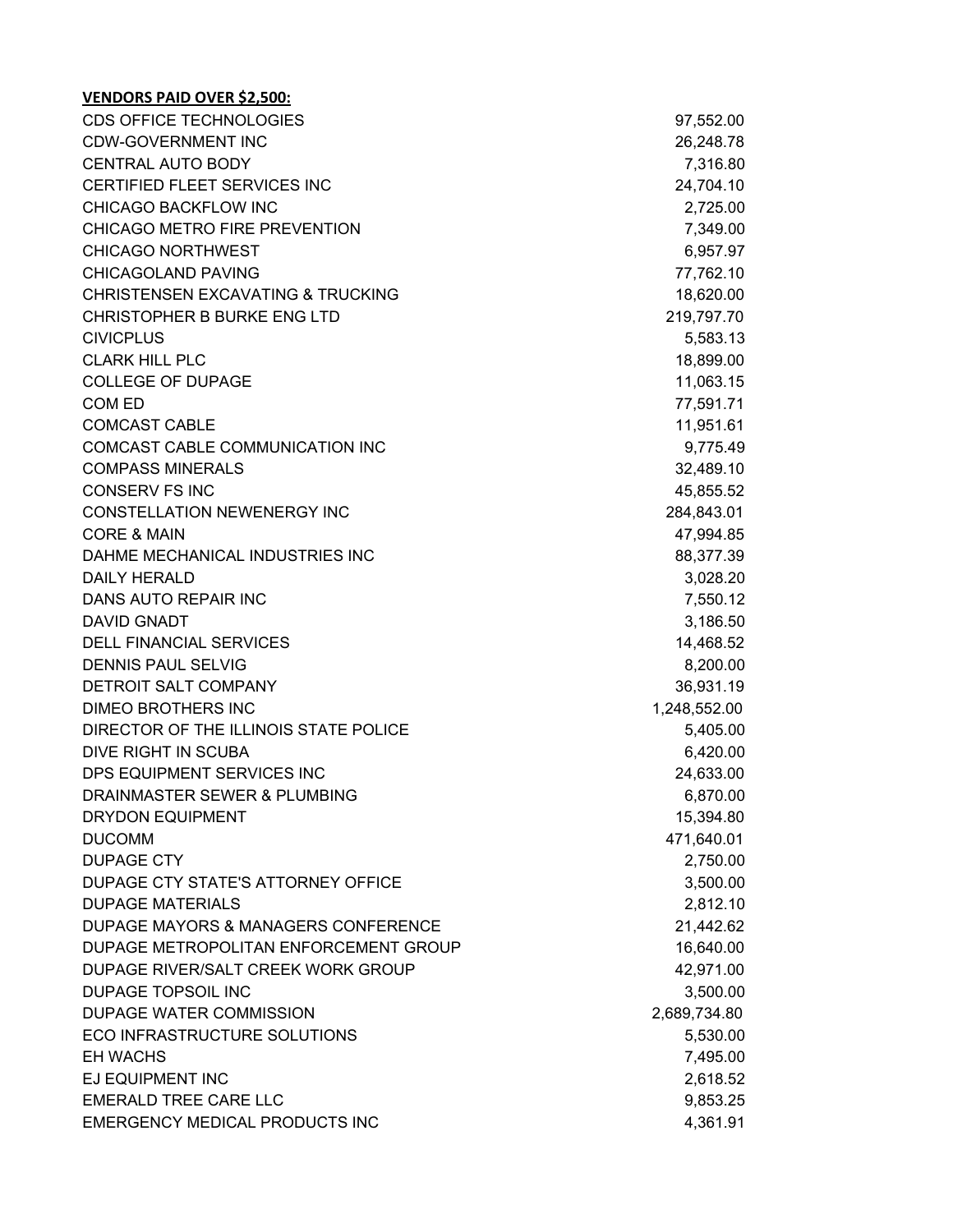**VENDORS PAID OVER $2,500:**

| | |
|---|---|
| CDS OFFICE TECHNOLOGIES | 97,552.00 |
| CDW-GOVERNMENT INC | 26,248.78 |
| CENTRAL AUTO BODY | 7,316.80 |
| CERTIFIED FLEET SERVICES INC | 24,704.10 |
| CHICAGO BACKFLOW INC | 2,725.00 |
| CHICAGO METRO FIRE PREVENTION | 7,349.00 |
| CHICAGO NORTHWEST | 6,957.97 |
| CHICAGOLAND PAVING | 77,762.10 |
| CHRISTENSEN EXCAVATING & TRUCKING | 18,620.00 |
| CHRISTOPHER B BURKE ENG LTD | 219,797.70 |
| CIVICPLUS | 5,583.13 |
| CLARK HILL PLC | 18,899.00 |
| COLLEGE OF DUPAGE | 11,063.15 |
| COM ED | 77,591.71 |
| COMCAST CABLE | 11,951.61 |
| COMCAST CABLE COMMUNICATION INC | 9,775.49 |
| COMPASS MINERALS | 32,489.10 |
| CONSERV FS INC | 45,855.52 |
| CONSTELLATION NEWENERGY INC | 284,843.01 |
| CORE & MAIN | 47,994.85 |
| DAHME MECHANICAL INDUSTRIES INC | 88,377.39 |
| DAILY HERALD | 3,028.20 |
| DANS AUTO REPAIR INC | 7,550.12 |
| DAVID GNADT | 3,186.50 |
| DELL FINANCIAL SERVICES | 14,468.52 |
| DENNIS PAUL SELVIG | 8,200.00 |
| DETROIT SALT COMPANY | 36,931.19 |
| DIMEO BROTHERS INC | 1,248,552.00 |
| DIRECTOR OF THE ILLINOIS STATE POLICE | 5,405.00 |
| DIVE RIGHT IN SCUBA | 6,420.00 |
| DPS EQUIPMENT SERVICES INC | 24,633.00 |
| DRAINMASTER SEWER & PLUMBING | 6,870.00 |
| DRYDON EQUIPMENT | 15,394.80 |
| DUCOMM | 471,640.01 |
| DUPAGE CTY | 2,750.00 |
| DUPAGE CTY STATE'S ATTORNEY OFFICE | 3,500.00 |
| DUPAGE MATERIALS | 2,812.10 |
| DUPAGE MAYORS & MANAGERS CONFERENCE | 21,442.62 |
| DUPAGE METROPOLITAN ENFORCEMENT GROUP | 16,640.00 |
| DUPAGE RIVER/SALT CREEK WORK GROUP | 42,971.00 |
| DUPAGE TOPSOIL INC | 3,500.00 |
| DUPAGE WATER COMMISSION | 2,689,734.80 |
| ECO INFRASTRUCTURE SOLUTIONS | 5,530.00 |
| EH WACHS | 7,495.00 |
| EJ EQUIPMENT INC | 2,618.52 |
| EMERALD TREE CARE LLC | 9,853.25 |
| EMERGENCY MEDICAL PRODUCTS INC | 4,361.91 |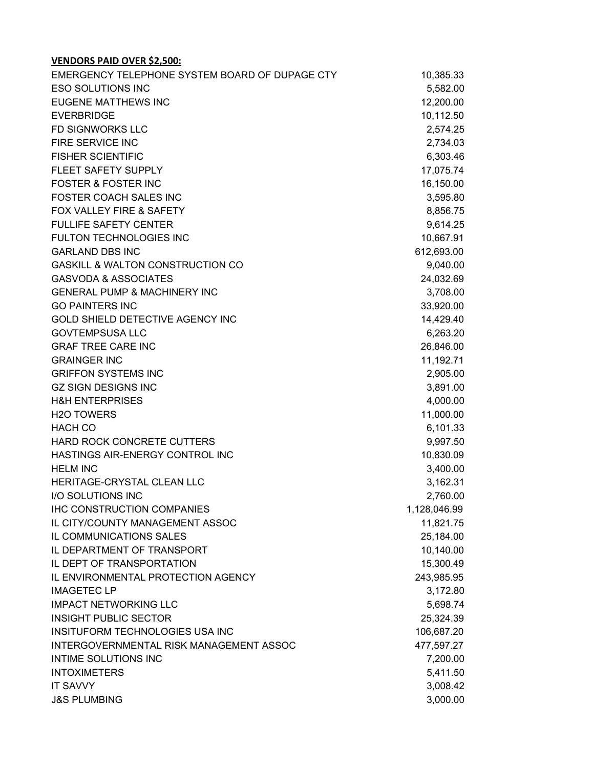**VENDORS PAID OVER $2,500:**

| | |
|---|---|
| EMERGENCY TELEPHONE SYSTEM BOARD OF DUPAGE CTY | 10,385.33 |
| ESO SOLUTIONS INC | 5,582.00 |
| EUGENE MATTHEWS INC | 12,200.00 |
| EVERBRIDGE | 10,112.50 |
| FD SIGNWORKS LLC | 2,574.25 |
| FIRE SERVICE INC | 2,734.03 |
| FISHER SCIENTIFIC | 6,303.46 |
| FLEET SAFETY SUPPLY | 17,075.74 |
| FOSTER & FOSTER INC | 16,150.00 |
| FOSTER COACH SALES INC | 3,595.80 |
| FOX VALLEY FIRE & SAFETY | 8,856.75 |
| FULLIFE SAFETY CENTER | 9,614.25 |
| FULTON TECHNOLOGIES INC | 10,667.91 |
| GARLAND DBS INC | 612,693.00 |
| GASKILL & WALTON CONSTRUCTION CO | 9,040.00 |
| GASVODA & ASSOCIATES | 24,032.69 |
| GENERAL PUMP & MACHINERY INC | 3,708.00 |
| GO PAINTERS INC | 33,920.00 |
| GOLD SHIELD DETECTIVE AGENCY INC | 14,429.40 |
| GOVTEMPSUSA LLC | 6,263.20 |
| GRAF TREE CARE INC | 26,846.00 |
| GRAINGER INC | 11,192.71 |
| GRIFFON SYSTEMS INC | 2,905.00 |
| GZ SIGN DESIGNS INC | 3,891.00 |
| H&H ENTERPRISES | 4,000.00 |
| H2O TOWERS | 11,000.00 |
| HACH CO | 6,101.33 |
| HARD ROCK CONCRETE CUTTERS | 9,997.50 |
| HASTINGS AIR-ENERGY CONTROL INC | 10,830.09 |
| HELM INC | 3,400.00 |
| HERITAGE-CRYSTAL CLEAN LLC | 3,162.31 |
| I/O SOLUTIONS INC | 2,760.00 |
| IHC CONSTRUCTION COMPANIES | 1,128,046.99 |
| IL CITY/COUNTY MANAGEMENT ASSOC | 11,821.75 |
| IL COMMUNICATIONS SALES | 25,184.00 |
| IL DEPARTMENT OF TRANSPORT | 10,140.00 |
| IL DEPT OF TRANSPORTATION | 15,300.49 |
| IL ENVIRONMENTAL PROTECTION AGENCY | 243,985.95 |
| IMAGETEC LP | 3,172.80 |
| IMPACT NETWORKING LLC | 5,698.74 |
| INSIGHT PUBLIC SECTOR | 25,324.39 |
| INSITUFORM TECHNOLOGIES USA INC | 106,687.20 |
| INTERGOVERNMENTAL RISK MANAGEMENT ASSOC | 477,597.27 |
| INTIME SOLUTIONS INC | 7,200.00 |
| INTOXIMETERS | 5,411.50 |
| IT SAVVY | 3,008.42 |
| J&S PLUMBING | 3,000.00 |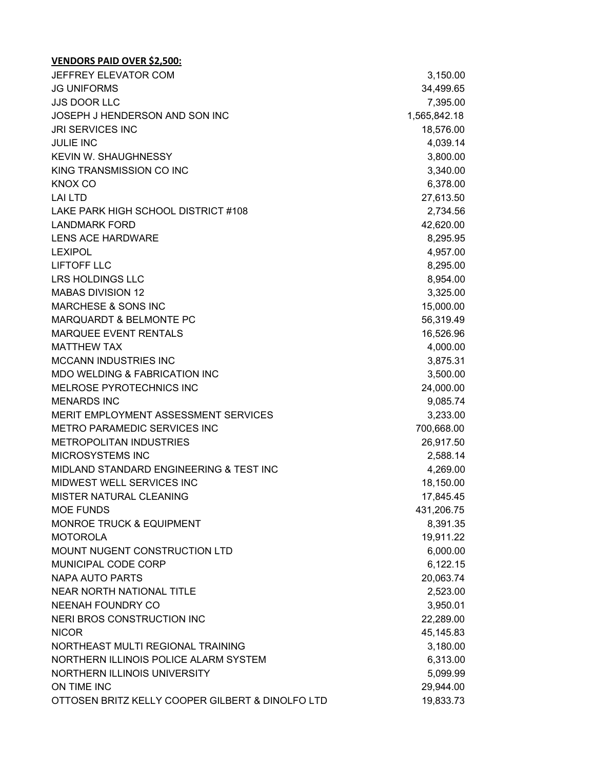**VENDORS PAID OVER $2,500:**

| | |
|---|---|
| JEFFREY ELEVATOR COM | 3,150.00 |
| JG UNIFORMS | 34,499.65 |
| JJS DOOR LLC | 7,395.00 |
| JOSEPH J HENDERSON AND SON INC | 1,565,842.18 |
| JRI SERVICES INC | 18,576.00 |
| JULIE INC | 4,039.14 |
| KEVIN W. SHAUGHNESSY | 3,800.00 |
| KING TRANSMISSION CO INC | 3,340.00 |
| KNOX CO | 6,378.00 |
| LAI LTD | 27,613.50 |
| LAKE PARK HIGH SCHOOL DISTRICT #108 | 2,734.56 |
| LANDMARK FORD | 42,620.00 |
| LENS ACE HARDWARE | 8,295.95 |
| LEXIPOL | 4,957.00 |
| LIFTOFF LLC | 8,295.00 |
| LRS HOLDINGS LLC | 8,954.00 |
| MABAS DIVISION 12 | 3,325.00 |
| MARCHESE & SONS INC | 15,000.00 |
| MARQUARDT & BELMONTE PC | 56,319.49 |
| MARQUEE EVENT RENTALS | 16,526.96 |
| MATTHEW TAX | 4,000.00 |
| MCCANN INDUSTRIES INC | 3,875.31 |
| MDO WELDING & FABRICATION INC | 3,500.00 |
| MELROSE PYROTECHNICS INC | 24,000.00 |
| MENARDS INC | 9,085.74 |
| MERIT EMPLOYMENT ASSESSMENT SERVICES | 3,233.00 |
| METRO PARAMEDIC SERVICES INC | 700,668.00 |
| METROPOLITAN INDUSTRIES | 26,917.50 |
| MICROSYSTEMS INC | 2,588.14 |
| MIDLAND STANDARD ENGINEERING & TEST INC | 4,269.00 |
| MIDWEST WELL SERVICES INC | 18,150.00 |
| MISTER NATURAL CLEANING | 17,845.45 |
| MOE FUNDS | 431,206.75 |
| MONROE TRUCK & EQUIPMENT | 8,391.35 |
| MOTOROLA | 19,911.22 |
| MOUNT NUGENT CONSTRUCTION LTD | 6,000.00 |
| MUNICIPAL CODE CORP | 6,122.15 |
| NAPA AUTO PARTS | 20,063.74 |
| NEAR NORTH NATIONAL TITLE | 2,523.00 |
| NEENAH FOUNDRY CO | 3,950.01 |
| NERI BROS CONSTRUCTION INC | 22,289.00 |
| NICOR | 45,145.83 |
| NORTHEAST MULTI REGIONAL TRAINING | 3,180.00 |
| NORTHERN ILLINOIS POLICE ALARM SYSTEM | 6,313.00 |
| NORTHERN ILLINOIS UNIVERSITY | 5,099.99 |
| ON TIME INC | 29,944.00 |
| OTTOSEN BRITZ KELLY COOPER GILBERT & DINOLFO LTD | 19,833.73 |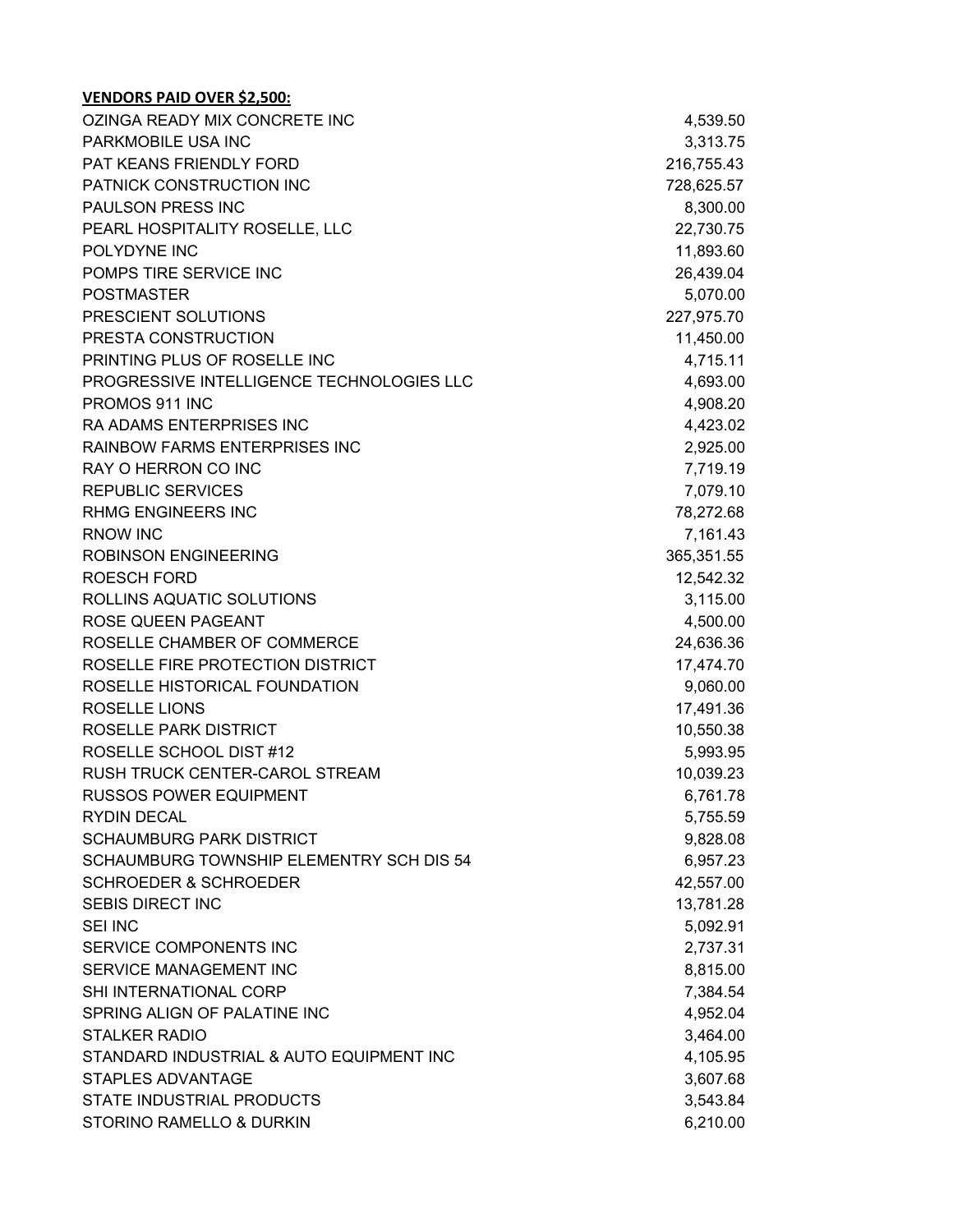**VENDORS PAID OVER $2,500:**

| | |
|---|---|
| OZINGA READY MIX CONCRETE INC | 4,539.50 |
| PARKMOBILE USA INC | 3,313.75 |
| PAT KEANS FRIENDLY FORD | 216,755.43 |
| PATNICK CONSTRUCTION INC | 728,625.57 |
| PAULSON PRESS INC | 8,300.00 |
| PEARL HOSPITALITY ROSELLE, LLC | 22,730.75 |
| POLYDYNE INC | 11,893.60 |
| POMPS TIRE SERVICE INC | 26,439.04 |
| POSTMASTER | 5,070.00 |
| PRESCIENT SOLUTIONS | 227,975.70 |
| PRESTA CONSTRUCTION | 11,450.00 |
| PRINTING PLUS OF ROSELLE INC | 4,715.11 |
| PROGRESSIVE INTELLIGENCE TECHNOLOGIES LLC | 4,693.00 |
| PROMOS 911 INC | 4,908.20 |
| RA ADAMS ENTERPRISES INC | 4,423.02 |
| RAINBOW FARMS ENTERPRISES INC | 2,925.00 |
| RAY O HERRON CO INC | 7,719.19 |
| REPUBLIC SERVICES | 7,079.10 |
| RHMG ENGINEERS INC | 78,272.68 |
| RNOW INC | 7,161.43 |
| ROBINSON ENGINEERING | 365,351.55 |
| ROESCH FORD | 12,542.32 |
| ROLLINS AQUATIC SOLUTIONS | 3,115.00 |
| ROSE QUEEN PAGEANT | 4,500.00 |
| ROSELLE CHAMBER OF COMMERCE | 24,636.36 |
| ROSELLE FIRE PROTECTION DISTRICT | 17,474.70 |
| ROSELLE HISTORICAL FOUNDATION | 9,060.00 |
| ROSELLE LIONS | 17,491.36 |
| ROSELLE PARK DISTRICT | 10,550.38 |
| ROSELLE SCHOOL DIST #12 | 5,993.95 |
| RUSH TRUCK CENTER-CAROL STREAM | 10,039.23 |
| RUSSOS POWER EQUIPMENT | 6,761.78 |
| RYDIN DECAL | 5,755.59 |
| SCHAUMBURG PARK DISTRICT | 9,828.08 |
| SCHAUMBURG TOWNSHIP ELEMENTRY SCH DIS 54 | 6,957.23 |
| SCHROEDER & SCHROEDER | 42,557.00 |
| SEBIS DIRECT INC | 13,781.28 |
| SEI INC | 5,092.91 |
| SERVICE COMPONENTS INC | 2,737.31 |
| SERVICE MANAGEMENT INC | 8,815.00 |
| SHI INTERNATIONAL CORP | 7,384.54 |
| SPRING ALIGN OF PALATINE INC | 4,952.04 |
| STALKER RADIO | 3,464.00 |
| STANDARD INDUSTRIAL & AUTO EQUIPMENT INC | 4,105.95 |
| STAPLES ADVANTAGE | 3,607.68 |
| STATE INDUSTRIAL PRODUCTS | 3,543.84 |
| STORINO RAMELLO & DURKIN | 6,210.00 |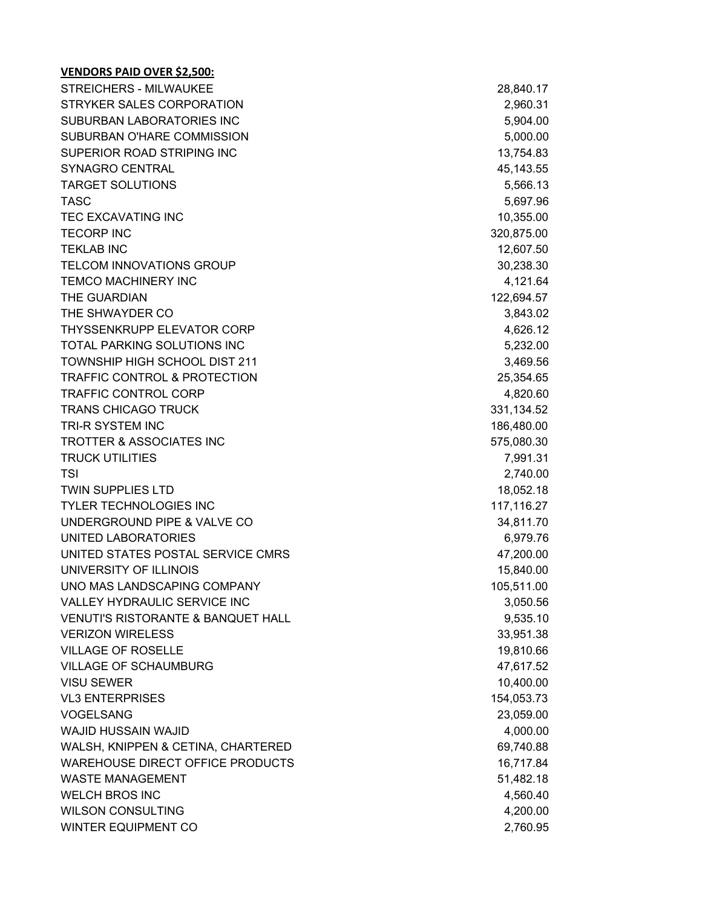**VENDORS PAID OVER $2,500:**

| | |
|---|---|
| STREICHERS - MILWAUKEE | 28,840.17 |
| STRYKER SALES CORPORATION | 2,960.31 |
| SUBURBAN LABORATORIES INC | 5,904.00 |
| SUBURBAN O'HARE COMMISSION | 5,000.00 |
| SUPERIOR ROAD STRIPING INC | 13,754.83 |
| SYNAGRO CENTRAL | 45,143.55 |
| TARGET SOLUTIONS | 5,566.13 |
| TASC | 5,697.96 |
| TEC EXCAVATING INC | 10,355.00 |
| TECORP INC | 320,875.00 |
| TEKLAB INC | 12,607.50 |
| TELCOM INNOVATIONS GROUP | 30,238.30 |
| TEMCO MACHINERY INC | 4,121.64 |
| THE GUARDIAN | 122,694.57 |
| THE SHWAYDER CO | 3,843.02 |
| THYSSENKRUPP ELEVATOR CORP | 4,626.12 |
| TOTAL PARKING SOLUTIONS INC | 5,232.00 |
| TOWNSHIP HIGH SCHOOL DIST 211 | 3,469.56 |
| TRAFFIC CONTROL & PROTECTION | 25,354.65 |
| TRAFFIC CONTROL CORP | 4,820.60 |
| TRANS CHICAGO TRUCK | 331,134.52 |
| TRI-R SYSTEM INC | 186,480.00 |
| TROTTER & ASSOCIATES INC | 575,080.30 |
| TRUCK UTILITIES | 7,991.31 |
| TSI | 2,740.00 |
| TWIN SUPPLIES LTD | 18,052.18 |
| TYLER TECHNOLOGIES INC | 117,116.27 |
| UNDERGROUND PIPE & VALVE CO | 34,811.70 |
| UNITED LABORATORIES | 6,979.76 |
| UNITED STATES POSTAL SERVICE CMRS | 47,200.00 |
| UNIVERSITY OF ILLINOIS | 15,840.00 |
| UNO MAS LANDSCAPING COMPANY | 105,511.00 |
| VALLEY HYDRAULIC SERVICE INC | 3,050.56 |
| VENUTI'S RISTORANTE & BANQUET HALL | 9,535.10 |
| VERIZON WIRELESS | 33,951.38 |
| VILLAGE OF ROSELLE | 19,810.66 |
| VILLAGE OF SCHAUMBURG | 47,617.52 |
| VISU SEWER | 10,400.00 |
| VL3 ENTERPRISES | 154,053.73 |
| VOGELSANG | 23,059.00 |
| WAJID HUSSAIN WAJID | 4,000.00 |
| WALSH, KNIPPEN & CETINA, CHARTERED | 69,740.88 |
| WAREHOUSE DIRECT OFFICE PRODUCTS | 16,717.84 |
| WASTE MANAGEMENT | 51,482.18 |
| WELCH BROS INC | 4,560.40 |
| WILSON CONSULTING | 4,200.00 |
| WINTER EQUIPMENT CO | 2,760.95 |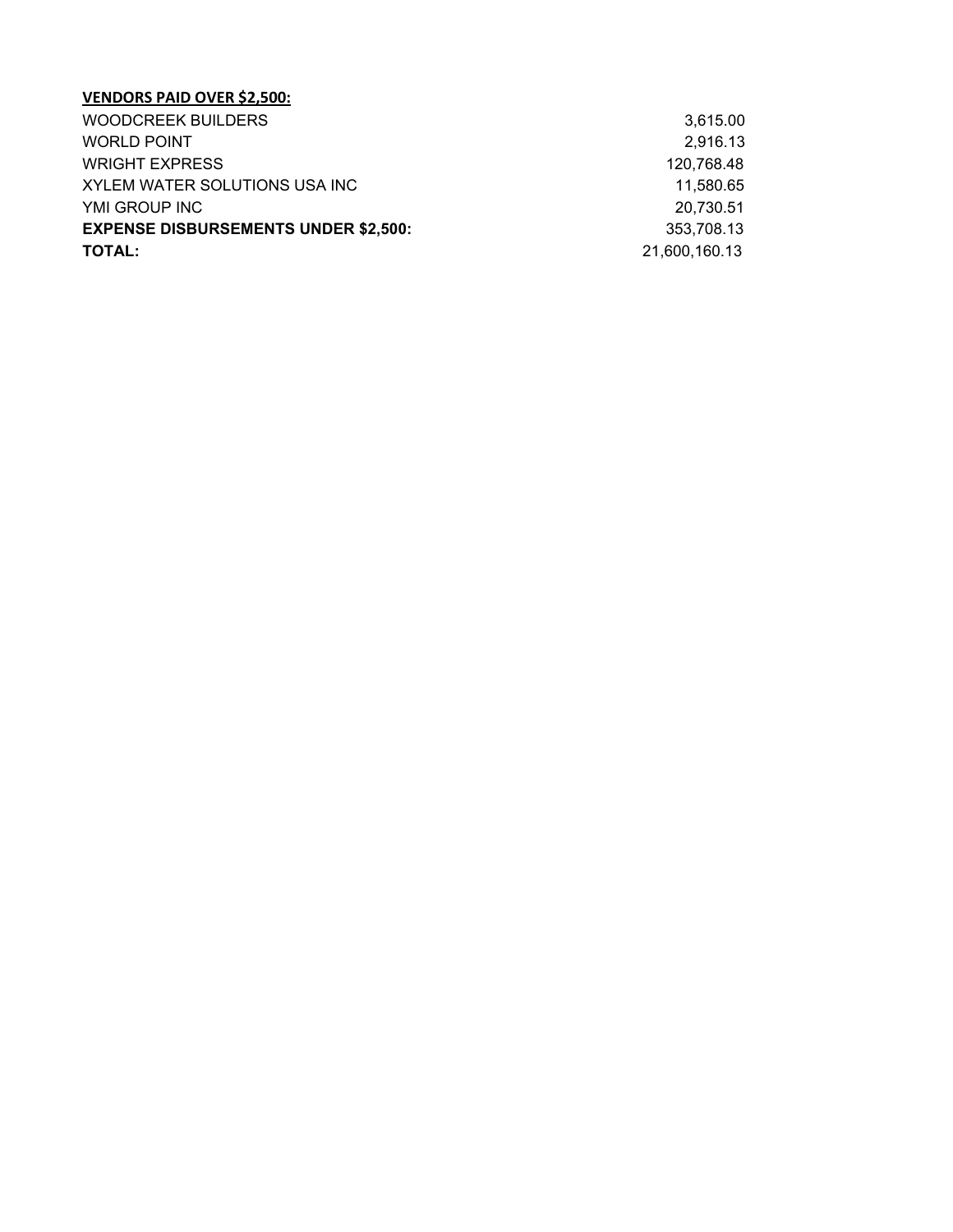**VENDORS PAID OVER $2,500:**

| | |
|---|---|
| WOODCREEK BUILDERS | 3,615.00 |
| WORLD POINT | 2,916.13 |
| WRIGHT EXPRESS | 120,768.48 |
| XYLEM WATER SOLUTIONS USA INC | 11,580.65 |
| YMI GROUP INC | 20,730.51 |
| **EXPENSE DISBURSEMENTS UNDER $2,500:** | 353,708.13 |
| **TOTAL:** | 21,600,160.13 |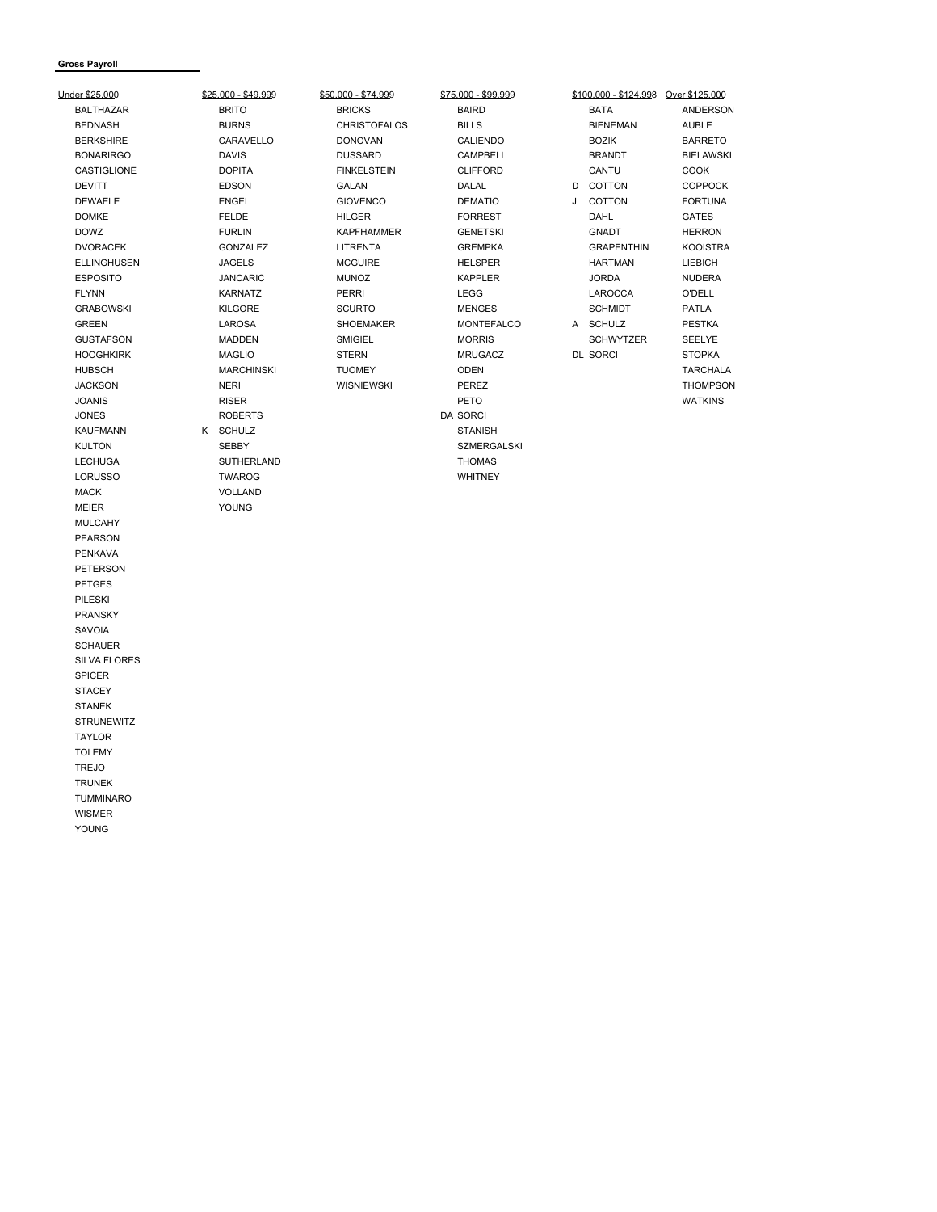**Gross Payroll**

| Under $25,000 | $25,000 - $49,999 | $50,000 - $74,999 | $75,000 - $99,999 | $100,000 - $124,998 | Over $125,000 |
|---|---|---|---|---|---|
| BALTHAZAR | BRITO | BRICKS | BAIRD | BATA | ANDERSON |
| BEDNASH | BURNS | CHRISTOFALOS | BILLS | BIENEMAN | AUBLE |
| BERKSHIRE | CARAVELLO | DONOVAN | CALIENDO | BOZIK | BARRETO |
| BONARIRGO | DAVIS | DUSSARD | CAMPBELL | BRANDT | BIELAWSKI |
| CASTIGLIONE | DOPITA | FINKELSTEIN | CLIFFORD | CANTU | COOK |
| DEVITT | EDSON | GALAN | DALAL | D COTTON | COPPOCK |
| DEWAELE | ENGEL | GIOVENCO | DEMATIO | J COTTON | FORTUNA |
| DOMKE | FELDE | HILGER | FORREST | DAHL | GATES |
| DOWZ | FURLIN | KAPFHAMMER | GENETSKI | GNADT | HERRON |
| DVORACEK | GONZALEZ | LITRENTA | GREMPKA | GRAPENTHIN | KOOISTRA |
| ELLINGHUSEN | JAGELS | MCGUIRE | HELSPER | HARTMAN | LIEBICH |
| ESPOSITO | JANCARIC | MUNOZ | KAPPLER | JORDA | NUDERA |
| FLYNN | KARNATZ | PERRI | LEGG | LAROCCA | O'DELL |
| GRABOWSKI | KILGORE | SCURTO | MENGES | SCHMIDT | PATLA |
| GREEN | LAROSA | SHOEMAKER | MONTEFALCO | A SCHULZ | PESTKA |
| GUSTAFSON | MADDEN | SMIGIEL | MORRIS | SCHWYTZER | SEELYE |
| HOOGHKIRK | MAGLIO | STERN | MRUGACZ | DL SORCI | STOPKA |
| HUBSCH | MARCHINSKI | TUOMEY | ODEN | | TARCHALA |
| JACKSON | NERI | WISNIEWSKI | PEREZ | | THOMPSON |
| JOANIS | RISER | | PETO | | WATKINS |
| JONES | ROBERTS | | DA SORCI | | |
| KAUFMANN | K SCHULZ | | STANISH | | |
| KULTON | SEBBY | | SZMERGALSKI | | |
| LECHUGA | SUTHERLAND | | THOMAS | | |
| LORUSSO | TWAROG | | WHITNEY | | |
| MACK | VOLLAND | | | | |
| MEIER | YOUNG | | | | |
| MULCAHY | | | | | |
| PEARSON | | | | | |
| PENKAVA | | | | | |
| PETERSON | | | | | |
| PETGES | | | | | |
| PILESKI | | | | | |
| PRANSKY | | | | | |
| SAVOIA | | | | | |
| SCHAUER | | | | | |
| SILVA FLORES | | | | | |
| SPICER | | | | | |
| STACEY | | | | | |
| STANEK | | | | | |
| STRUNEWITZ | | | | | |
| TAYLOR | | | | | |
| TOLEMY | | | | | |
| TREJO | | | | | |
| TRUNEK | | | | | |
| TUMMINARO | | | | | |
| WISMER | | | | | |
| YOUNG | | | | | |